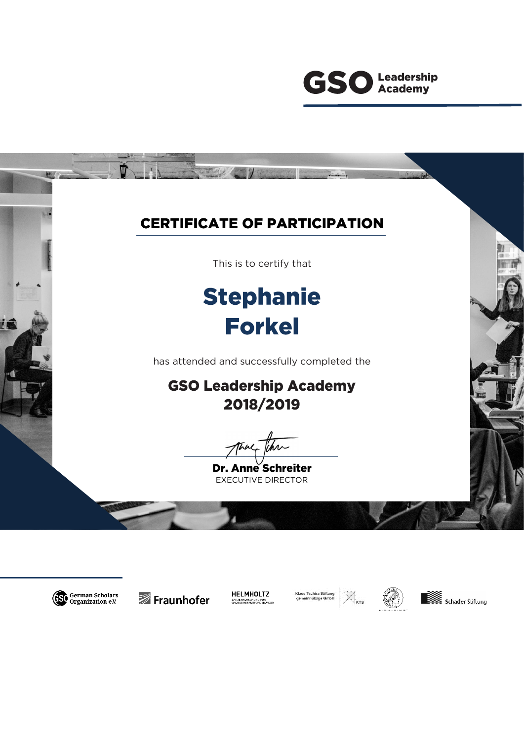GSO Leadership Academy

# CERTIFICATE OF PARTICIPATION

This is to certify that

## Stephanie Forkel

has attended and successfully completed the

### GSO Leadership Academy 2018/2019

**Dr. Anne Schreiter**
EXECUTIVE DIRECTOR

German Scholars Organization e.V. | Fraunhofer | HELMHOLTZ SPITZENFORSCHUNG FÜR GROSSE HERAUSFORDERUNGEN | Klaus Tschira Stiftung gemeinnützige GmbH KTS | Schader Stiftung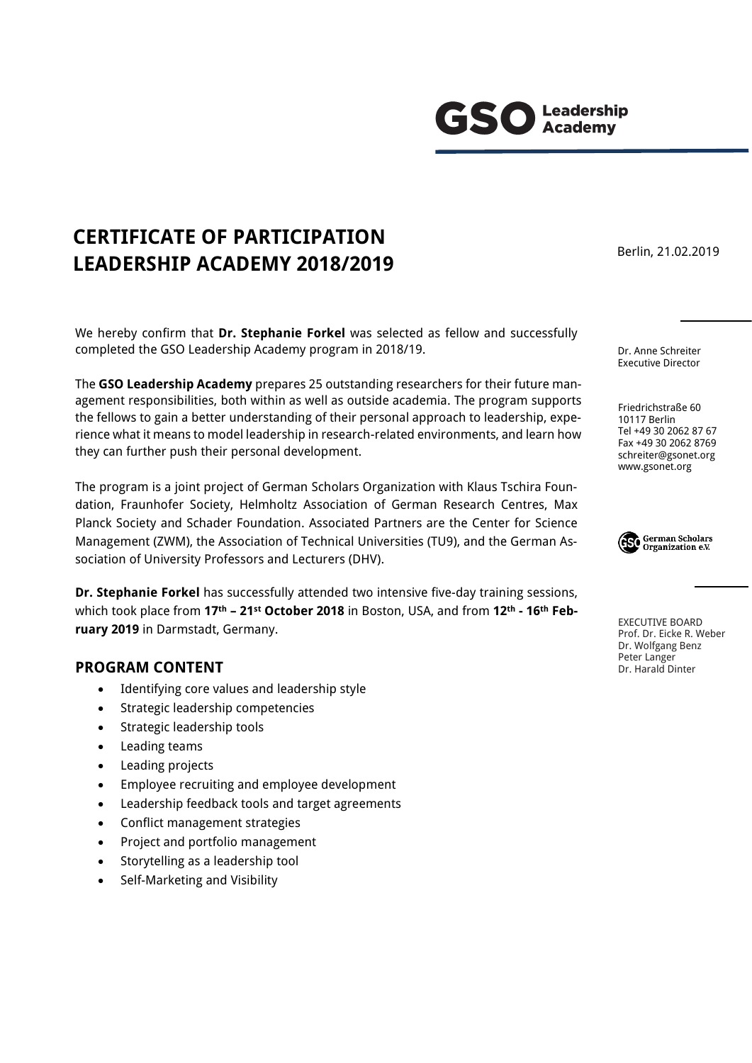GSO Leadership Academy

# CERTIFICATE OF PARTICIPATION
# LEADERSHIP ACADEMY 2018/2019

Berlin, 21.02.2019

We hereby confirm that **Dr. Stephanie Forkel** was selected as fellow and successfully completed the GSO Leadership Academy program in 2018/19.

The **GSO Leadership Academy** prepares 25 outstanding researchers for their future management responsibilities, both within as well as outside academia. The program supports the fellows to gain a better understanding of their personal approach to leadership, experience what it means to model leadership in research-related environments, and learn how they can further push their personal development.

The program is a joint project of German Scholars Organization with Klaus Tschira Foundation, Fraunhofer Society, Helmholtz Association of German Research Centres, Max Planck Society and Schader Foundation. Associated Partners are the Center for Science Management (ZWM), the Association of Technical Universities (TU9), and the German Association of University Professors and Lecturers (DHV).

**Dr. Stephanie Forkel** has successfully attended two intensive five-day training sessions, which took place from **17th – 21st October 2018** in Boston, USA, and from **12th - 16th February 2019** in Darmstadt, Germany.

## PROGRAM CONTENT

- Identifying core values and leadership style
- Strategic leadership competencies
- Strategic leadership tools
- Leading teams
- Leading projects
- Employee recruiting and employee development
- Leadership feedback tools and target agreements
- Conflict management strategies
- Project and portfolio management
- Storytelling as a leadership tool
- Self-Marketing and Visibility

Dr. Anne Schreiter
Executive Director

Friedrichstraße 60
10117 Berlin
Tel +49 30 2062 87 67
Fax +49 30 2062 8769
schreiter@gsonet.org
www.gsonet.org

German Scholars Organization e.V.

EXECUTIVE BOARD
Prof. Dr. Eicke R. Weber
Dr. Wolfgang Benz
Peter Langer
Dr. Harald Dinter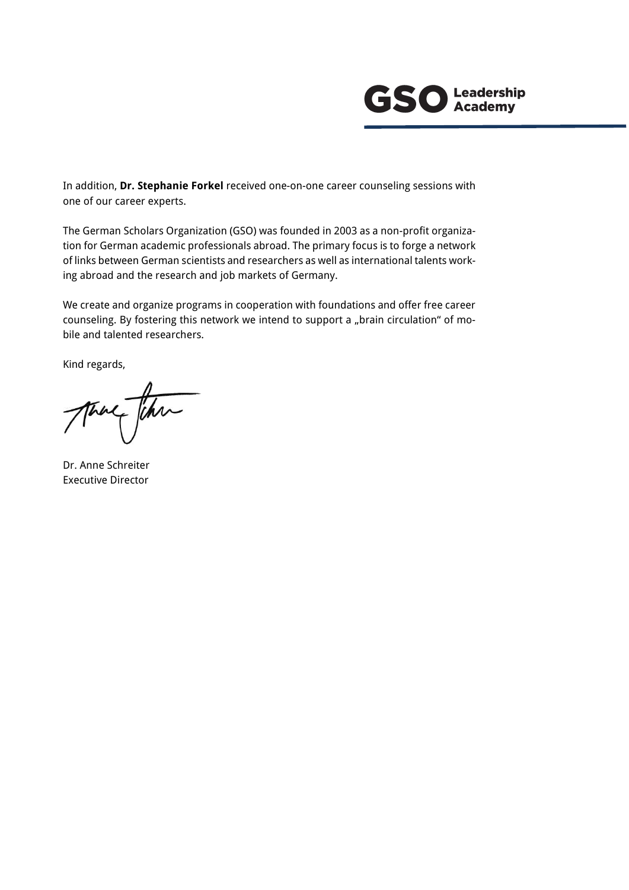In addition, **Dr. Stephanie Forkel** received one-on-one career counseling sessions with one of our career experts.

The German Scholars Organization (GSO) was founded in 2003 as a non-profit organization for German academic professionals abroad. The primary focus is to forge a network of links between German scientists and researchers as well as international talents working abroad and the research and job markets of Germany.

We create and organize programs in cooperation with foundations and offer free career counseling. By fostering this network we intend to support a „brain circulation“ of mobile and talented researchers.

Kind regards,

Dr. Anne Schreiter
Executive Director